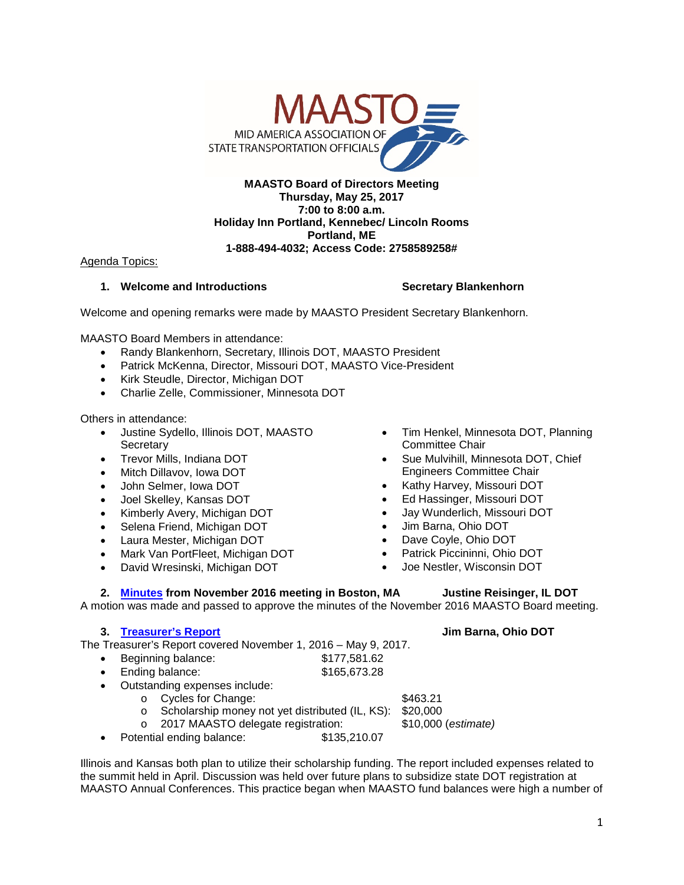MAASTO
MID AMERICA ASSOCIATION OF STATE TRANSPORTATION OFFICIALS

**MAASTO Board of Directors Meeting**
**Thursday, May 25, 2017**
**7:00 to 8:00 a.m.**
**Holiday Inn Portland, Kennebec/ Lincoln Rooms**
**Portland, ME**
**1-888-494-4032; Access Code: 2758589258#**

Agenda Topics:

### 1. Welcome and Introductions — Secretary Blankenhorn

Welcome and opening remarks were made by MAASTO President Secretary Blankenhorn.

MAASTO Board Members in attendance:

- Randy Blankenhorn, Secretary, Illinois DOT, MAASTO President
- Patrick McKenna, Director, Missouri DOT, MAASTO Vice-President
- Kirk Steudle, Director, Michigan DOT
- Charlie Zelle, Commissioner, Minnesota DOT

Others in attendance:

- Justine Sydello, Illinois DOT, MAASTO Secretary
- Trevor Mills, Indiana DOT
- Mitch Dillavov, Iowa DOT
- John Selmer, Iowa DOT
- Joel Skelley, Kansas DOT
- Kimberly Avery, Michigan DOT
- Selena Friend, Michigan DOT
- Laura Mester, Michigan DOT
- Mark Van PortFleet, Michigan DOT
- David Wresinski, Michigan DOT
- Tim Henkel, Minnesota DOT, Planning Committee Chair
- Sue Mulvihill, Minnesota DOT, Chief Engineers Committee Chair
- Kathy Harvey, Missouri DOT
- Ed Hassinger, Missouri DOT
- Jay Wunderlich, Missouri DOT
- Jim Barna, Ohio DOT
- Dave Coyle, Ohio DOT
- Patrick Piccininni, Ohio DOT
- Joe Nestler, Wisconsin DOT

### 2. Minutes from November 2016 meeting in Boston, MA — Justine Reisinger, IL DOT

A motion was made and passed to approve the minutes of the November 2016 MAASTO Board meeting.

### 3. Treasurer's Report — Jim Barna, Ohio DOT

The Treasurer's Report covered November 1, 2016 – May 9, 2017.

- Beginning balance: $177,581.62
- Ending balance: $165,673.28
- Outstanding expenses include:
  - Cycles for Change: $463.21
  - Scholarship money not yet distributed (IL, KS): $20,000
  - 2017 MAASTO delegate registration: $10,000 *(estimate)*
- Potential ending balance: $135,210.07

Illinois and Kansas both plan to utilize their scholarship funding. The report included expenses related to the summit held in April. Discussion was held over future plans to subsidize state DOT registration at MAASTO Annual Conferences. This practice began when MAASTO fund balances were high a number of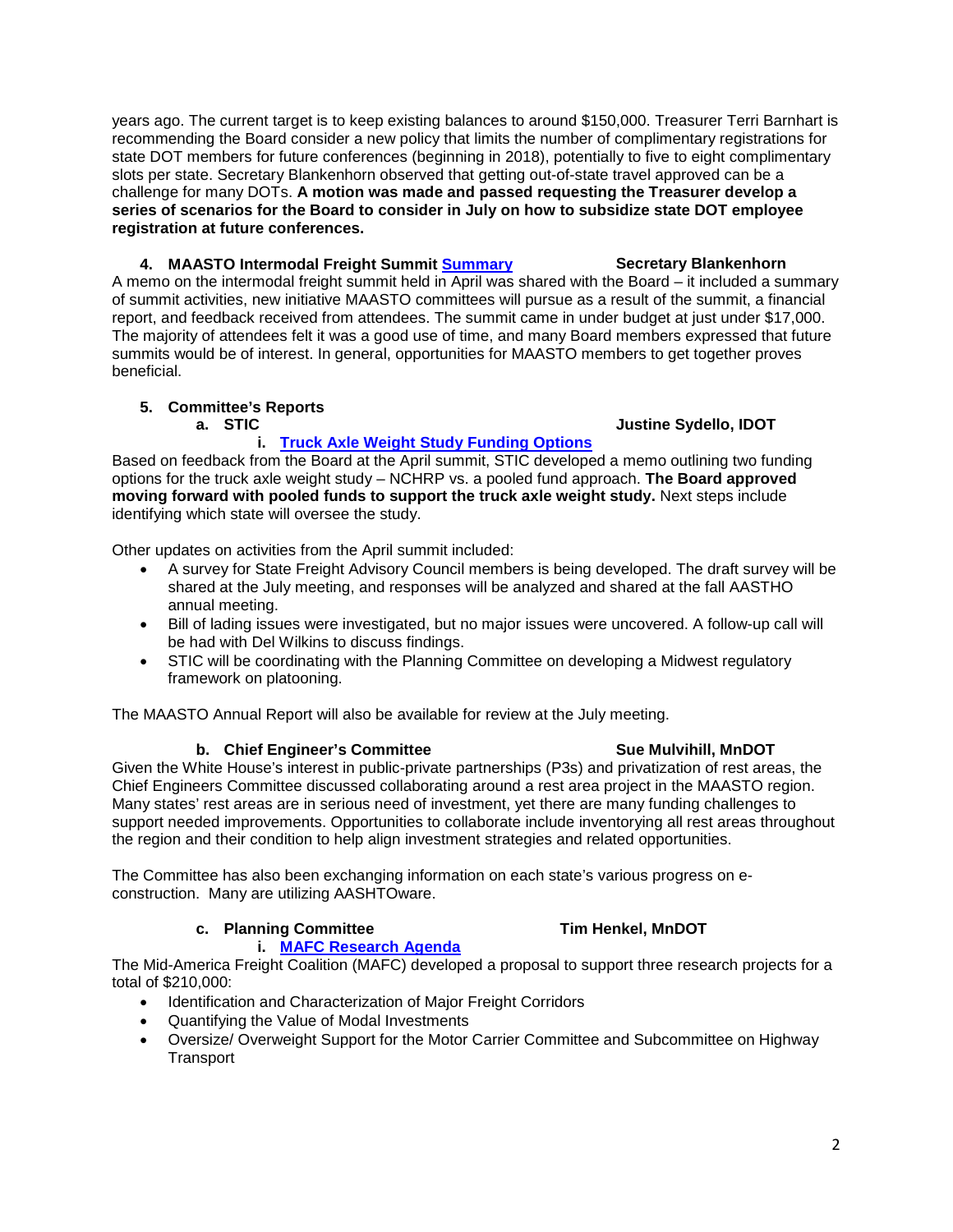years ago. The current target is to keep existing balances to around $150,000. Treasurer Terri Barnhart is recommending the Board consider a new policy that limits the number of complimentary registrations for state DOT members for future conferences (beginning in 2018), potentially to five to eight complimentary slots per state. Secretary Blankenhorn observed that getting out-of-state travel approved can be a challenge for many DOTs. **A motion was made and passed requesting the Treasurer develop a series of scenarios for the Board to consider in July on how to subsidize state DOT employee registration at future conferences.**

**4. MAASTO Intermodal Freight Summit [Summary]** **Secretary Blankenhorn**

A memo on the intermodal freight summit held in April was shared with the Board – it included a summary of summit activities, new initiative MAASTO committees will pursue as a result of the summit, a financial report, and feedback received from attendees. The summit came in under budget at just under $17,000. The majority of attendees felt it was a good use of time, and many Board members expressed that future summits would be of interest. In general, opportunities for MAASTO members to get together proves beneficial.

**5. Committee's Reports**

**a. STIC** **Justine Sydello, IDOT**

**i. [Truck Axle Weight Study Funding Options]**

Based on feedback from the Board at the April summit, STIC developed a memo outlining two funding options for the truck axle weight study – NCHRP vs. a pooled fund approach. **The Board approved moving forward with pooled funds to support the truck axle weight study.** Next steps include identifying which state will oversee the study.

Other updates on activities from the April summit included:

- A survey for State Freight Advisory Council members is being developed. The draft survey will be shared at the July meeting, and responses will be analyzed and shared at the fall AASTHO annual meeting.
- Bill of lading issues were investigated, but no major issues were uncovered. A follow-up call will be had with Del Wilkins to discuss findings.
- STIC will be coordinating with the Planning Committee on developing a Midwest regulatory framework on platooning.

The MAASTO Annual Report will also be available for review at the July meeting.

**b. Chief Engineer's Committee** **Sue Mulvihill, MnDOT**

Given the White House's interest in public-private partnerships (P3s) and privatization of rest areas, the Chief Engineers Committee discussed collaborating around a rest area project in the MAASTO region. Many states' rest areas are in serious need of investment, yet there are many funding challenges to support needed improvements. Opportunities to collaborate include inventorying all rest areas throughout the region and their condition to help align investment strategies and related opportunities.

The Committee has also been exchanging information on each state's various progress on e-construction. Many are utilizing AASHTOware.

**c. Planning Committee** **Tim Henkel, MnDOT**

**i. [MAFC Research Agenda]**

The Mid-America Freight Coalition (MAFC) developed a proposal to support three research projects for a total of $210,000:

- Identification and Characterization of Major Freight Corridors
- Quantifying the Value of Modal Investments
- Oversize/ Overweight Support for the Motor Carrier Committee and Subcommittee on Highway Transport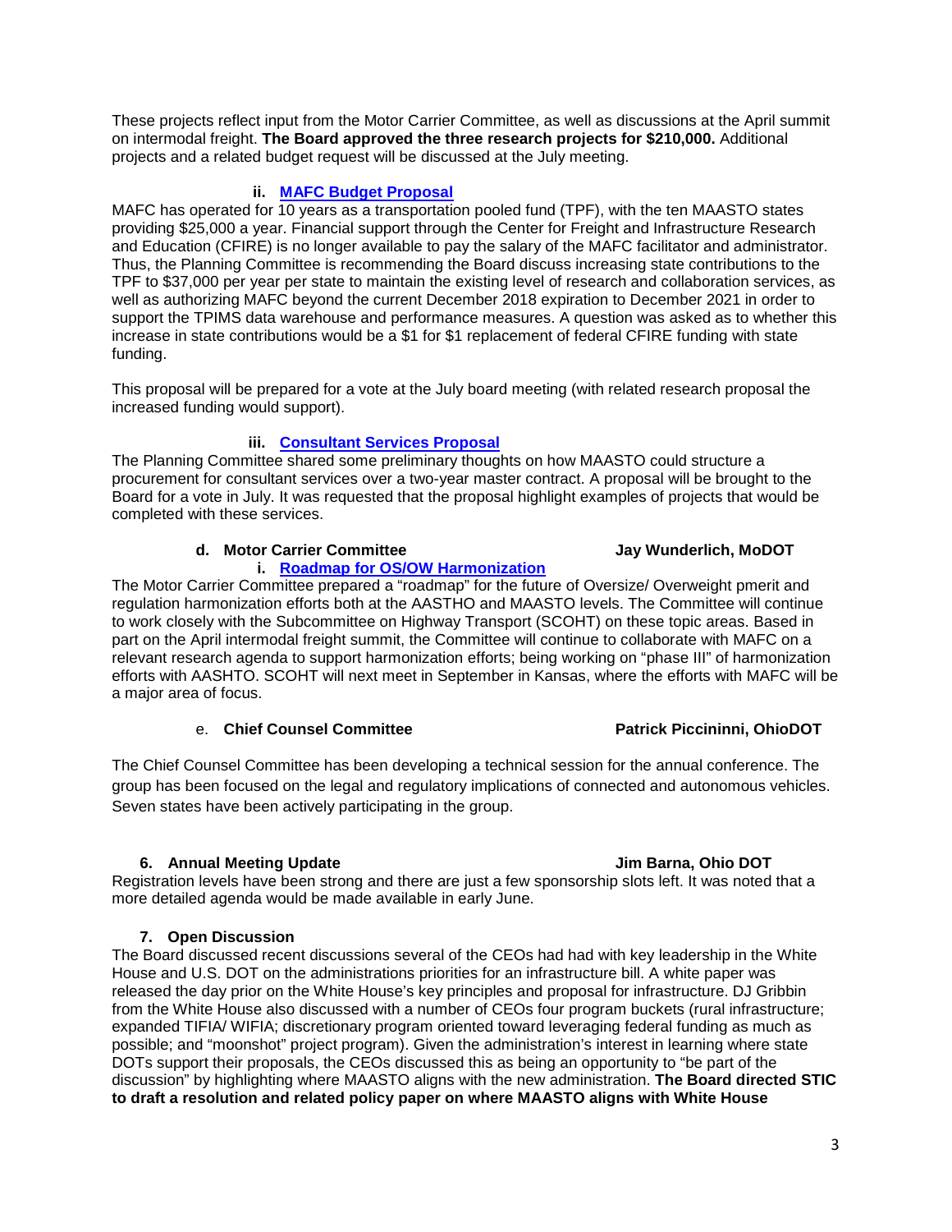These projects reflect input from the Motor Carrier Committee, as well as discussions at the April summit on intermodal freight. **The Board approved the three research projects for $210,000.** Additional projects and a related budget request will be discussed at the July meeting.

#### ii. [MAFC Budget Proposal]()

MAFC has operated for 10 years as a transportation pooled fund (TPF), with the ten MAASTO states providing $25,000 a year. Financial support through the Center for Freight and Infrastructure Research and Education (CFIRE) is no longer available to pay the salary of the MAFC facilitator and administrator. Thus, the Planning Committee is recommending the Board discuss increasing state contributions to the TPF to $37,000 per year per state to maintain the existing level of research and collaboration services, as well as authorizing MAFC beyond the current December 2018 expiration to December 2021 in order to support the TPIMS data warehouse and performance measures. A question was asked as to whether this increase in state contributions would be a $1 for $1 replacement of federal CFIRE funding with state funding.

This proposal will be prepared for a vote at the July board meeting (with related research proposal the increased funding would support).

#### iii. [Consultant Services Proposal]()

The Planning Committee shared some preliminary thoughts on how MAASTO could structure a procurement for consultant services over a two-year master contract. A proposal will be brought to the Board for a vote in July. It was requested that the proposal highlight examples of projects that would be completed with these services.

### d. Motor Carrier Committee — Jay Wunderlich, MoDOT

#### i. [Roadmap for OS/OW Harmonization]()

The Motor Carrier Committee prepared a "roadmap" for the future of Oversize/ Overweight pmerit and regulation harmonization efforts both at the AASTHO and MAASTO levels. The Committee will continue to work closely with the Subcommittee on Highway Transport (SCOHT) on these topic areas. Based in part on the April intermodal freight summit, the Committee will continue to collaborate with MAFC on a relevant research agenda to support harmonization efforts; being working on "phase III" of harmonization efforts with AASHTO. SCOHT will next meet in September in Kansas, where the efforts with MAFC will be a major area of focus.

### e. Chief Counsel Committee — Patrick Piccininni, OhioDOT

The Chief Counsel Committee has been developing a technical session for the annual conference. The group has been focused on the legal and regulatory implications of connected and autonomous vehicles. Seven states have been actively participating in the group.

## 6. Annual Meeting Update — Jim Barna, Ohio DOT

Registration levels have been strong and there are just a few sponsorship slots left. It was noted that a more detailed agenda would be made available in early June.

## 7. Open Discussion

The Board discussed recent discussions several of the CEOs had had with key leadership in the White House and U.S. DOT on the administrations priorities for an infrastructure bill. A white paper was released the day prior on the White House's key principles and proposal for infrastructure. DJ Gribbin from the White House also discussed with a number of CEOs four program buckets (rural infrastructure; expanded TIFIA/ WIFIA; discretionary program oriented toward leveraging federal funding as much as possible; and "moonshot" project program). Given the administration's interest in learning where state DOTs support their proposals, the CEOs discussed this as being an opportunity to "be part of the discussion" by highlighting where MAASTO aligns with the new administration. **The Board directed STIC to draft a resolution and related policy paper on where MAASTO aligns with White House**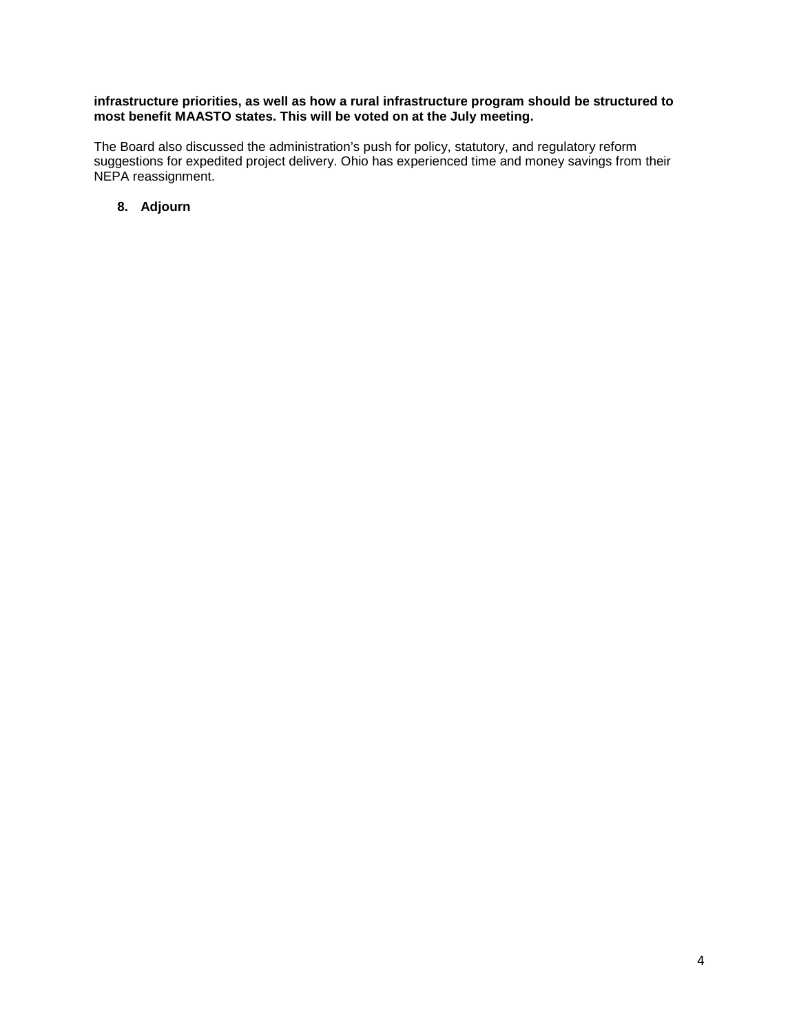**infrastructure priorities, as well as how a rural infrastructure program should be structured to most benefit MAASTO states. This will be voted on at the July meeting.**

The Board also discussed the administration's push for policy, statutory, and regulatory reform suggestions for expedited project delivery. Ohio has experienced time and money savings from their NEPA reassignment.

**8. Adjourn**